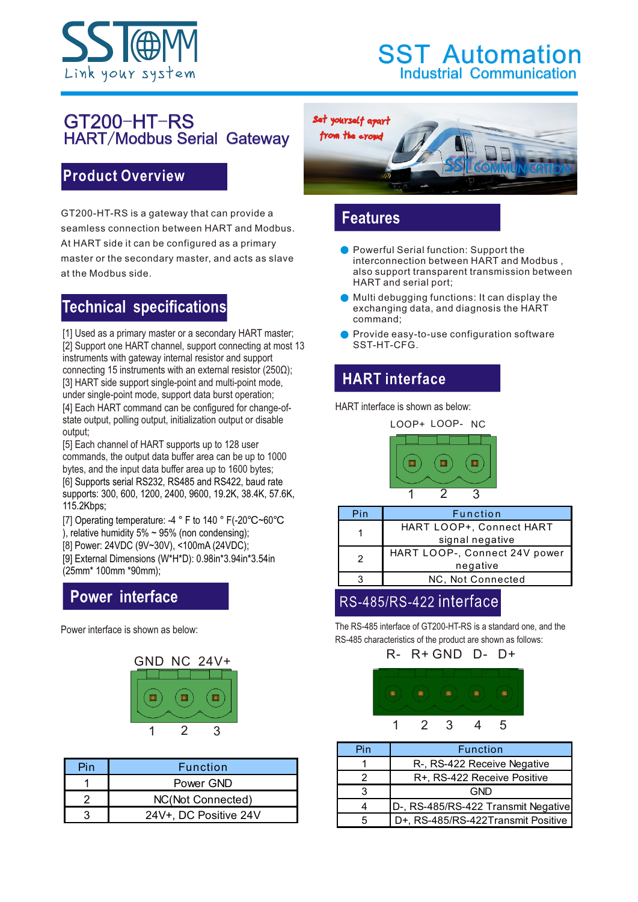# SST Automation

Industrial Communication

# GT200-HT-RS

## HART/Modbus Serial Gateway

## Product Overview

GT200-HT-RS is a gateway that can provide a seamless connection between HART and Modbus. At HART side it can be configured as a primary master or the secondary master, and acts as slave at the Modbus side.

## Technical specifications

[1] Used as a primary master or a secondary HART master;
[2] Support one HART channel, support connecting at most 13 instruments with gateway internal resistor and support connecting 15 instruments with an external resistor (250Ω);
[3] HART side support single-point and multi-point mode, under single-point mode, support data burst operation;
[4] Each HART command can be configured for change-of-state output, polling output, initialization output or disable output;
[5] Each channel of HART supports up to 128 user commands, the output data buffer area can be up to 1000 bytes, and the input data buffer area up to 1600 bytes;
[6] Supports serial RS232, RS485 and RS422, baud rate supports: 300, 600, 1200, 2400, 9600, 19.2K, 38.4K, 57.6K, 115.2Kbps;
[7] Operating temperature: -4 ° F to 140 ° F(-20℃~60℃), relative humidity 5% ~ 95% (non condensing);
[8] Power: 24VDC (9V~30V), <100mA (24VDC);
[9] External Dimensions (W*H*D): 0.98in*3.94in*3.54in (25mm* 100mm *90mm);

## Power interface

Power interface is shown as below:

GND NC 24V+

1 2 3

| Pin | Function |
|---|---|
| 1 | Power GND |
| 2 | NC(Not Connected) |
| 3 | 24V+, DC Positive 24V |

## Features

- Powerful Serial function: Support the interconnection between HART and Modbus , also support transparent transmission between HART and serial port;
- Multi debugging functions: It can display the exchanging data, and diagnosis the HART command;
- Provide easy-to-use configuration software SST-HT-CFG.

## HART interface

HART interface is shown as below:

LOOP+ LOOP- NC

1 2 3

| Pin | Function |
|---|---|
| 1 | HART LOOP+, Connect HART signal negative |
| 2 | HART LOOP-, Connect 24V power negative |
| 3 | NC, Not Connected |

## RS-485/RS-422 interface

The RS-485 interface of GT200-HT-RS is a standard one, and the RS-485 characteristics of the product are shown as follows:

R- R+ GND D- D+

1 2 3 4 5

| Pin | Function |
|---|---|
| 1 | R-, RS-422 Receive Negative |
| 2 | R+, RS-422 Receive Positive |
| 3 | GND |
| 4 | D-, RS-485/RS-422 Transmit Negative |
| 5 | D+, RS-485/RS-422Transmit Positive |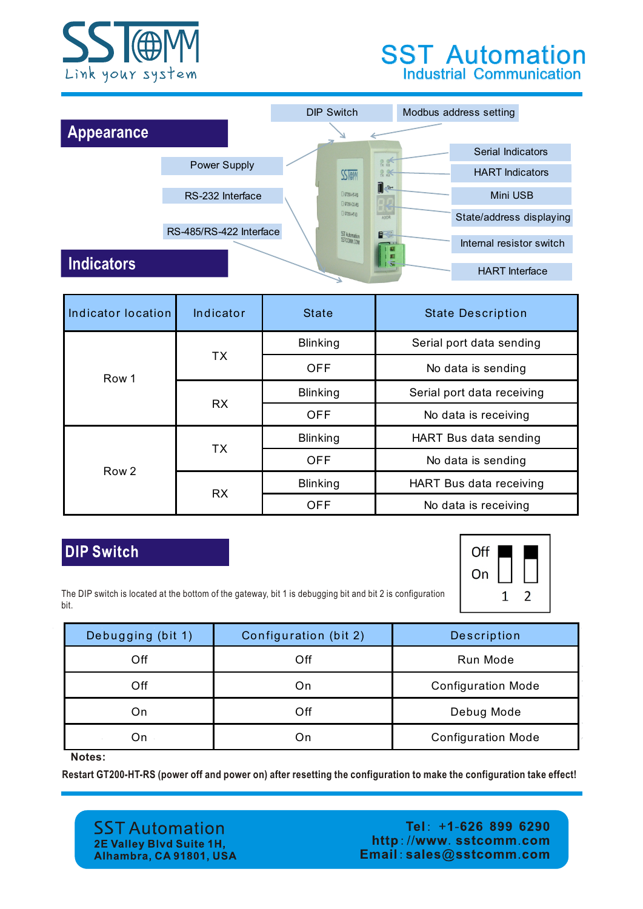## Appearance

DIP Switch

Modbus address setting

Power Supply

RS-232 Interface

RS-485/RS-422 Interface

Serial Indicators

HART Indicators

Mini USB

State/address displaying

Internal resistor switch

HART Interface

## Indicators

| Indicator location | Indicator | State | State Description |
|---|---|---|---|
| Row 1 | TX | Blinking | Serial port data sending |
| | | OFF | No data is sending |
| | RX | Blinking | Serial port data receiving |
| | | OFF | No data is receiving |
| Row 2 | TX | Blinking | HART Bus data sending |
| | | OFF | No data is sending |
| | RX | Blinking | HART Bus data receiving |
| | | OFF | No data is receiving |

## DIP Switch

The DIP switch is located at the bottom of the gateway, bit 1 is debugging bit and bit 2 is configuration bit.

Off
On
1 2

| Debugging (bit 1) | Configuration (bit 2) | Description |
|---|---|---|
| Off | Off | Run Mode |
| Off | On | Configuration Mode |
| On | Off | Debug Mode |
| On | On | Configuration Mode |

**Notes:**

**Restart GT200-HT-RS (power off and power on) after resetting the configuration to make the configuration take effect!**